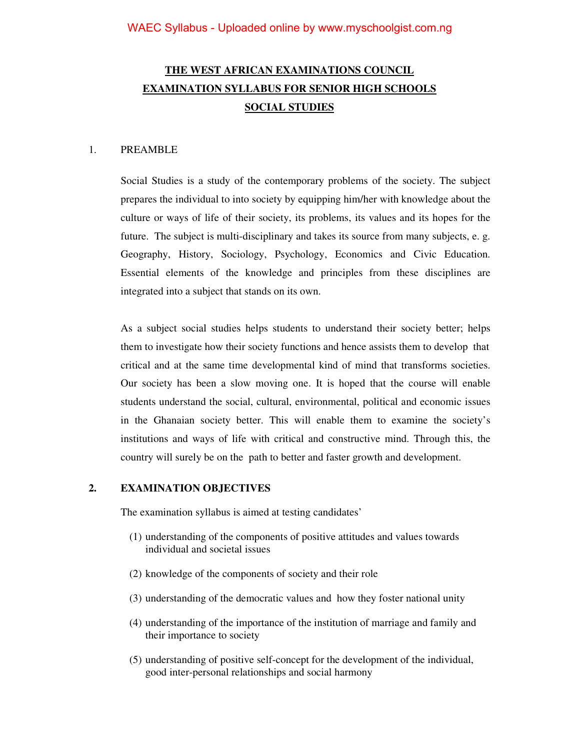# THE WEST AFRICAN EXAMINATIONS COUNCIL
# EXAMINATION SYLLABUS FOR SENIOR HIGH SCHOOLS
# SOCIAL STUDIES

## 1. PREAMBLE

Social Studies is a study of the contemporary problems of the society. The subject prepares the individual to into society by equipping him/her with knowledge about the culture or ways of life of their society, its problems, its values and its hopes for the future. The subject is multi-disciplinary and takes its source from many subjects, e. g. Geography, History, Sociology, Psychology, Economics and Civic Education. Essential elements of the knowledge and principles from these disciplines are integrated into a subject that stands on its own.

As a subject social studies helps students to understand their society better; helps them to investigate how their society functions and hence assists them to develop that critical and at the same time developmental kind of mind that transforms societies. Our society has been a slow moving one. It is hoped that the course will enable students understand the social, cultural, environmental, political and economic issues in the Ghanaian society better. This will enable them to examine the society's institutions and ways of life with critical and constructive mind. Through this, the country will surely be on the path to better and faster growth and development.

## 2. EXAMINATION OBJECTIVES

The examination syllabus is aimed at testing candidates'

(1) understanding of the components of positive attitudes and values towards individual and societal issues

(2) knowledge of the components of society and their role

(3) understanding of the democratic values and how they foster national unity

(4) understanding of the importance of the institution of marriage and family and their importance to society

(5) understanding of positive self-concept for the development of the individual, good inter-personal relationships and social harmony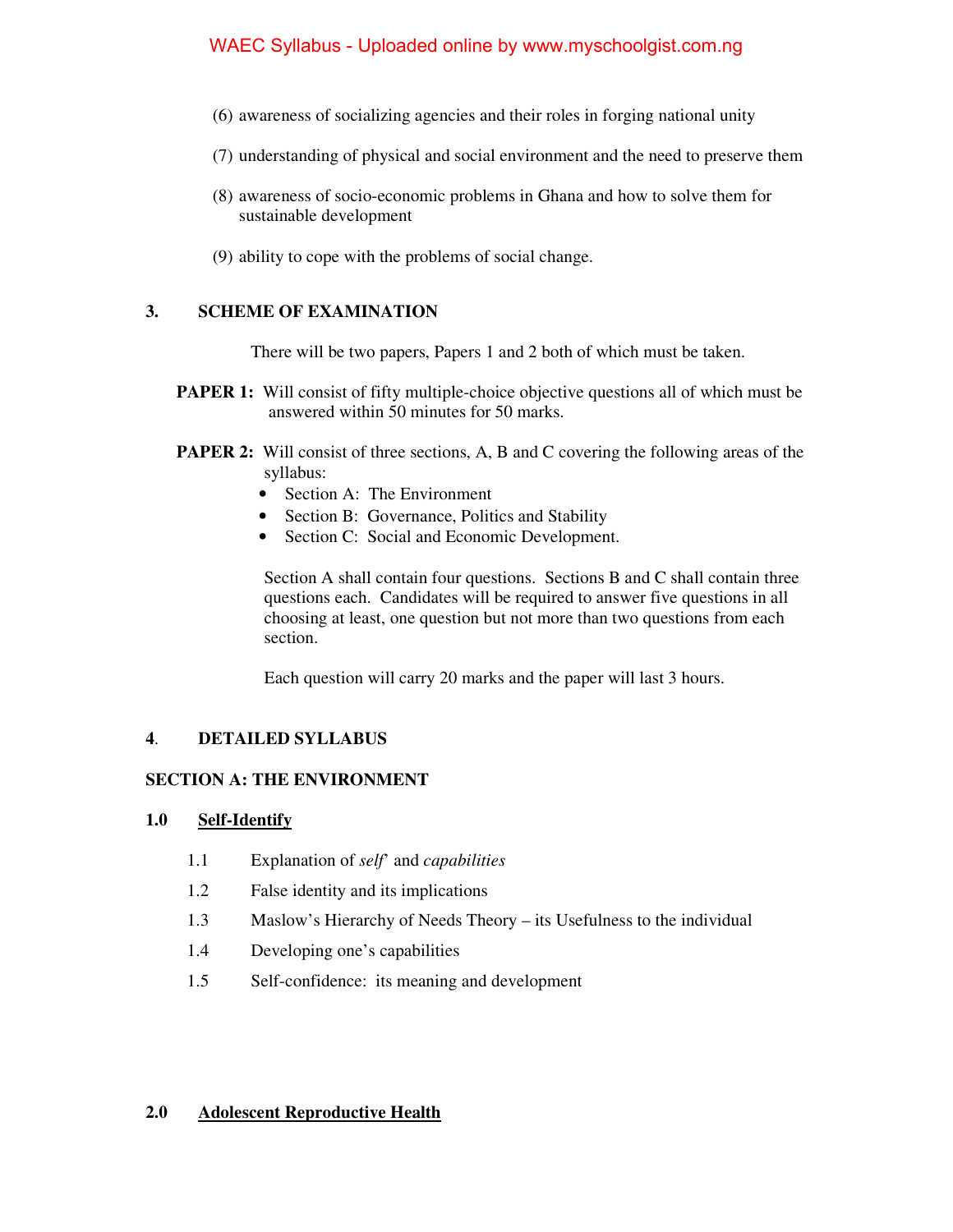(6) awareness of socializing agencies and their roles in forging national unity

(7) understanding of physical and social environment and the need to preserve them

(8) awareness of socio-economic problems in Ghana and how to solve them for sustainable development

(9) ability to cope with the problems of social change.

## 3. SCHEME OF EXAMINATION

There will be two papers, Papers 1 and 2 both of which must be taken.

**PAPER 1:** Will consist of fifty multiple-choice objective questions all of which must be answered within 50 minutes for 50 marks.

**PAPER 2:** Will consist of three sections, A, B and C covering the following areas of the syllabus:

- Section A: The Environment
- Section B: Governance, Politics and Stability
- Section C: Social and Economic Development.

Section A shall contain four questions. Sections B and C shall contain three questions each. Candidates will be required to answer five questions in all choosing at least, one question but not more than two questions from each section.

Each question will carry 20 marks and the paper will last 3 hours.

## 4. DETAILED SYLLABUS

### SECTION A: THE ENVIRONMENT

**1.0 <u>Self-Identify</u>**

1.1 Explanation of *self'* and *capabilities*

1.2 False identity and its implications

1.3 Maslow's Hierarchy of Needs Theory – its Usefulness to the individual

1.4 Developing one's capabilities

1.5 Self-confidence: its meaning and development

**2.0 <u>Adolescent Reproductive Health</u>**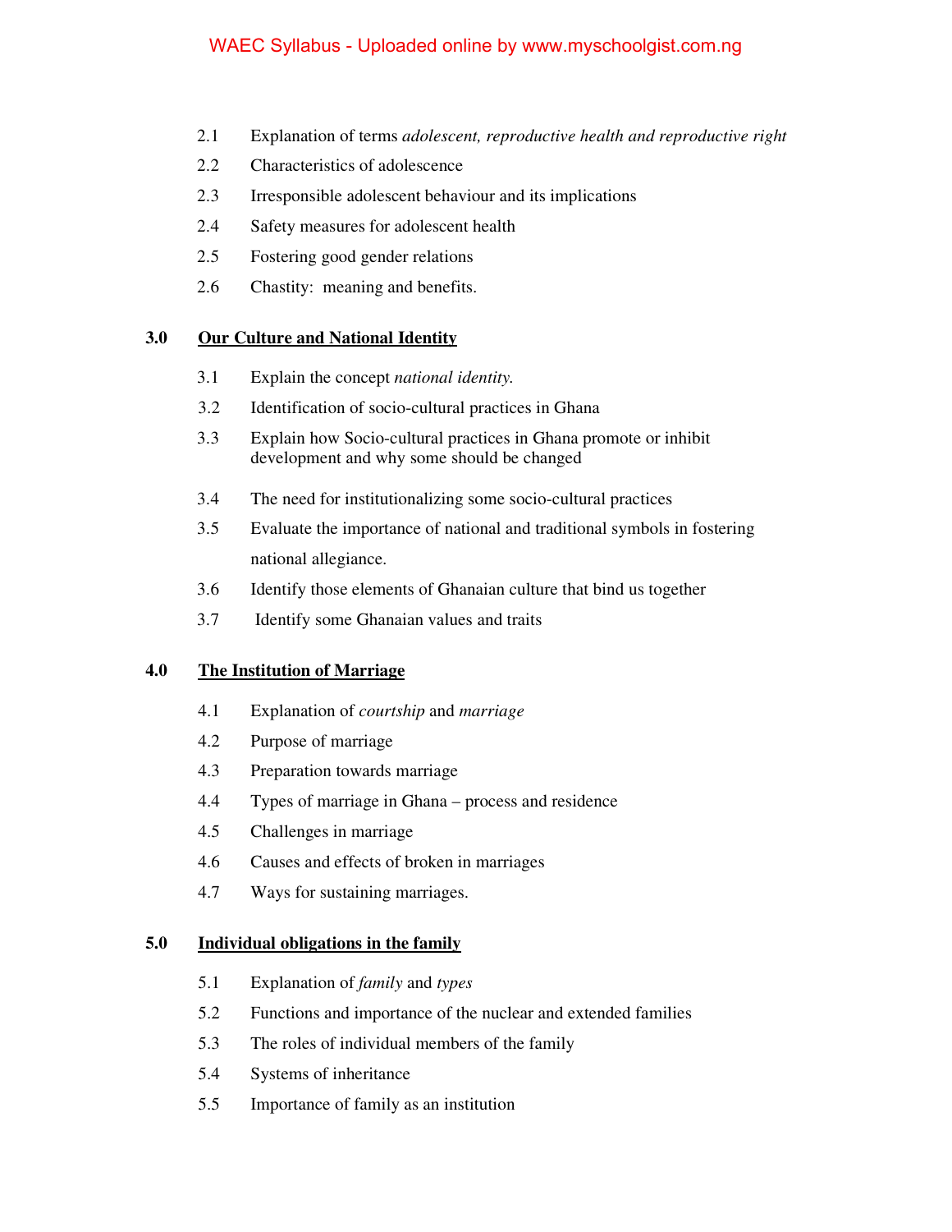2.1 Explanation of terms *adolescent, reproductive health and reproductive right*

2.2 Characteristics of adolescence

2.3 Irresponsible adolescent behaviour and its implications

2.4 Safety measures for adolescent health

2.5 Fostering good gender relations

2.6 Chastity: meaning and benefits.

## 3.0 Our Culture and National Identity

3.1 Explain the concept *national identity.*

3.2 Identification of socio-cultural practices in Ghana

3.3 Explain how Socio-cultural practices in Ghana promote or inhibit development and why some should be changed

3.4 The need for institutionalizing some socio-cultural practices

3.5 Evaluate the importance of national and traditional symbols in fostering national allegiance.

3.6 Identify those elements of Ghanaian culture that bind us together

3.7 Identify some Ghanaian values and traits

## 4.0 The Institution of Marriage

4.1 Explanation of *courtship* and *marriage*

4.2 Purpose of marriage

4.3 Preparation towards marriage

4.4 Types of marriage in Ghana – process and residence

4.5 Challenges in marriage

4.6 Causes and effects of broken in marriages

4.7 Ways for sustaining marriages.

## 5.0 Individual obligations in the family

5.1 Explanation of *family* and *types*

5.2 Functions and importance of the nuclear and extended families

5.3 The roles of individual members of the family

5.4 Systems of inheritance

5.5 Importance of family as an institution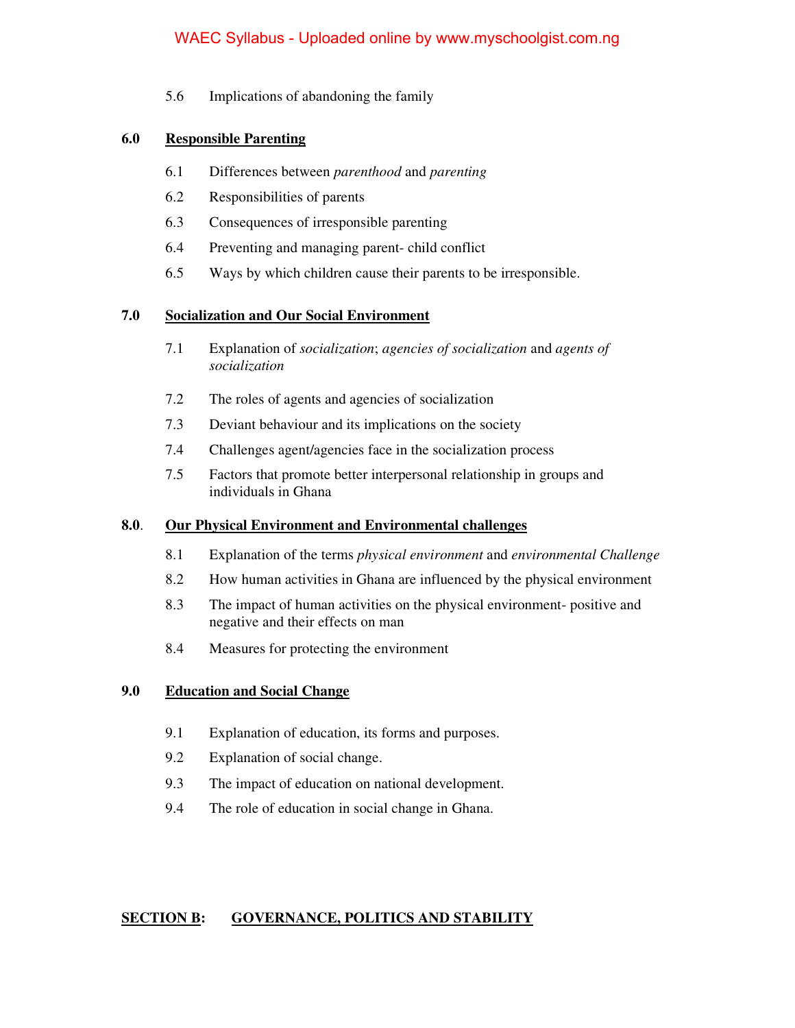5.6 Implications of abandoning the family

**6.0 <u>Responsible Parenting</u>**

6.1 Differences between *parenthood* and *parenting*

6.2 Responsibilities of parents

6.3 Consequences of irresponsible parenting

6.4 Preventing and managing parent- child conflict

6.5 Ways by which children cause their parents to be irresponsible.

**7.0 <u>Socialization and Our Social Environment</u>**

7.1 Explanation of *socialization*; *agencies of socialization* and *agents of socialization*

7.2 The roles of agents and agencies of socialization

7.3 Deviant behaviour and its implications on the society

7.4 Challenges agent/agencies face in the socialization process

7.5 Factors that promote better interpersonal relationship in groups and individuals in Ghana

**8.0. <u>Our Physical Environment and Environmental challenges</u>**

8.1 Explanation of the terms *physical environment* and *environmental Challenge*

8.2 How human activities in Ghana are influenced by the physical environment

8.3 The impact of human activities on the physical environment- positive and negative and their effects on man

8.4 Measures for protecting the environment

**9.0 <u>Education and Social Change</u>**

9.1 Explanation of education, its forms and purposes.

9.2 Explanation of social change.

9.3 The impact of education on national development.

9.4 The role of education in social change in Ghana.

**<u>SECTION B</u>: <u>GOVERNANCE, POLITICS AND STABILITY</u>**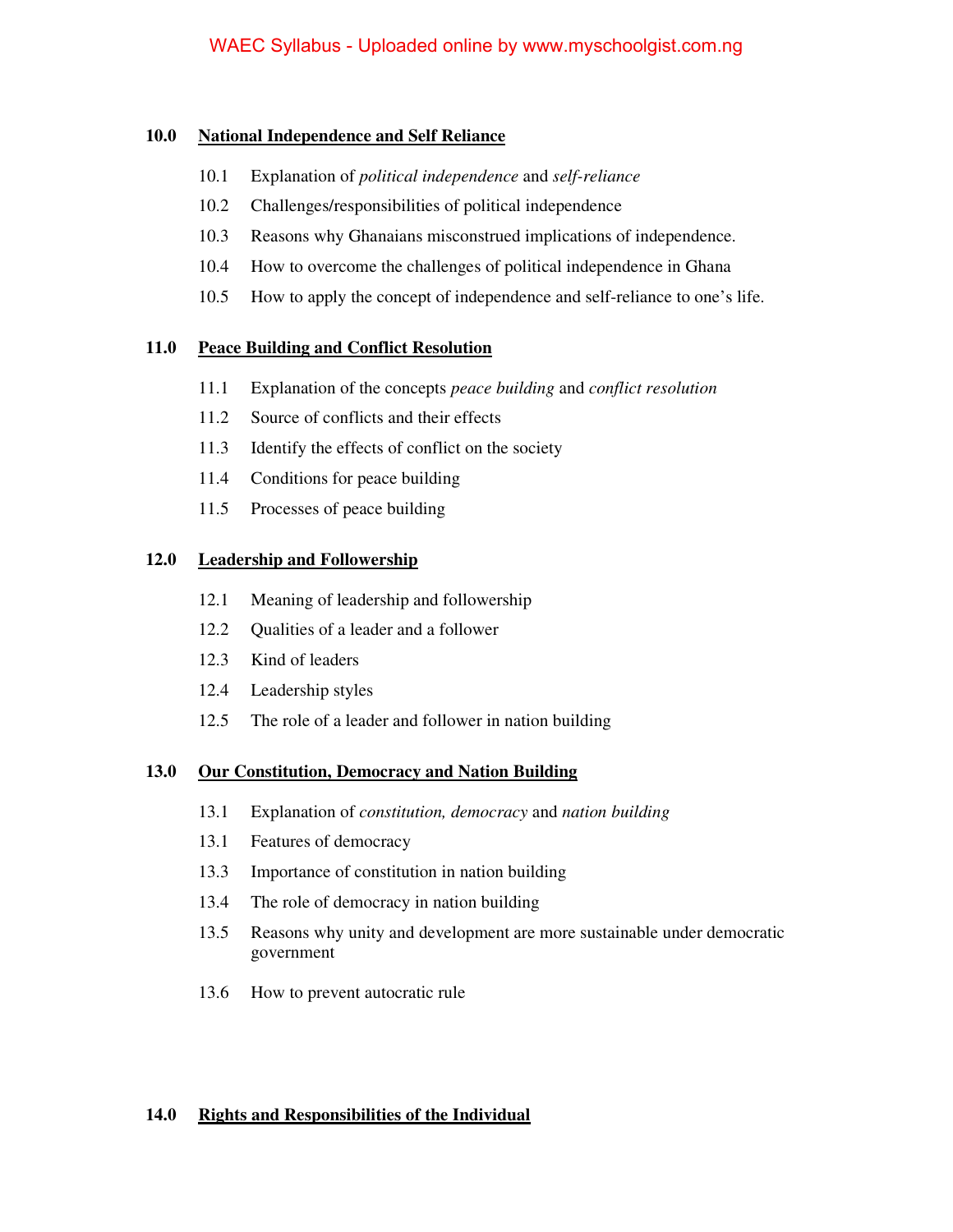**10.0 National Independence and Self Reliance**

10.1 Explanation of *political independence* and *self-reliance*

10.2 Challenges/responsibilities of political independence

10.3 Reasons why Ghanaians misconstrued implications of independence.

10.4 How to overcome the challenges of political independence in Ghana

10.5 How to apply the concept of independence and self-reliance to one's life.

**11.0 Peace Building and Conflict Resolution**

11.1 Explanation of the concepts *peace building* and *conflict resolution*

11.2 Source of conflicts and their effects

11.3 Identify the effects of conflict on the society

11.4 Conditions for peace building

11.5 Processes of peace building

**12.0 Leadership and Followership**

12.1 Meaning of leadership and followership

12.2 Qualities of a leader and a follower

12.3 Kind of leaders

12.4 Leadership styles

12.5 The role of a leader and follower in nation building

**13.0 Our Constitution, Democracy and Nation Building**

13.1 Explanation of *constitution, democracy* and *nation building*

13.1 Features of democracy

13.3 Importance of constitution in nation building

13.4 The role of democracy in nation building

13.5 Reasons why unity and development are more sustainable under democratic government

13.6 How to prevent autocratic rule

**14.0 Rights and Responsibilities of the Individual**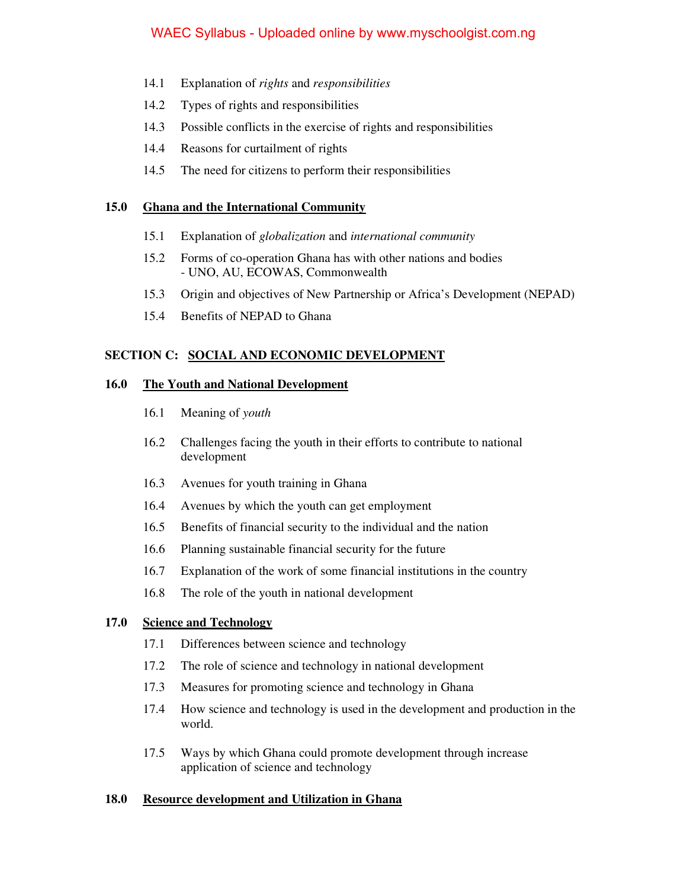14.1 Explanation of *rights* and *responsibilities*

14.2 Types of rights and responsibilities

14.3 Possible conflicts in the exercise of rights and responsibilities

14.4 Reasons for curtailment of rights

14.5 The need for citizens to perform their responsibilities

**15.0 <u>Ghana and the International Community</u>**

15.1 Explanation of *globalization* and *international community*

15.2 Forms of co-operation Ghana has with other nations and bodies
- UNO, AU, ECOWAS, Commonwealth

15.3 Origin and objectives of New Partnership or Africa's Development (NEPAD)

15.4 Benefits of NEPAD to Ghana

## SECTION C: <u>SOCIAL AND ECONOMIC DEVELOPMENT</u>

**16.0 <u>The Youth and National Development</u>**

16.1 Meaning of *youth*

16.2 Challenges facing the youth in their efforts to contribute to national development

16.3 Avenues for youth training in Ghana

16.4 Avenues by which the youth can get employment

16.5 Benefits of financial security to the individual and the nation

16.6 Planning sustainable financial security for the future

16.7 Explanation of the work of some financial institutions in the country

16.8 The role of the youth in national development

**17.0 <u>Science and Technology</u>**

17.1 Differences between science and technology

17.2 The role of science and technology in national development

17.3 Measures for promoting science and technology in Ghana

17.4 How science and technology is used in the development and production in the world.

17.5 Ways by which Ghana could promote development through increase application of science and technology

**18.0 <u>Resource development and Utilization in Ghana</u>**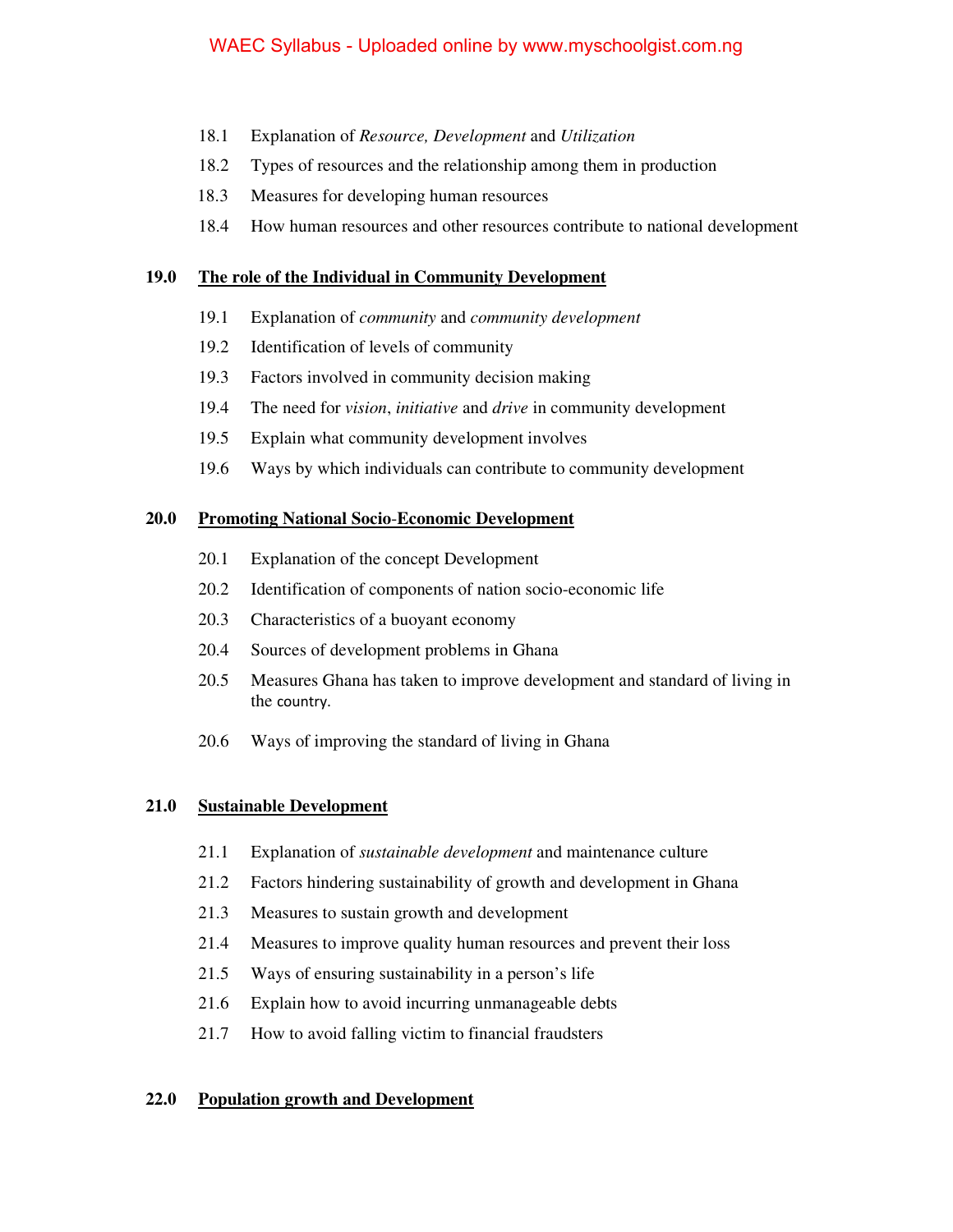18.1 Explanation of *Resource, Development* and *Utilization*

18.2 Types of resources and the relationship among them in production

18.3 Measures for developing human resources

18.4 How human resources and other resources contribute to national development

**19.0 <u>The role of the Individual in Community Development</u>**

19.1 Explanation of *community* and *community development*

19.2 Identification of levels of community

19.3 Factors involved in community decision making

19.4 The need for *vision*, *initiative* and *drive* in community development

19.5 Explain what community development involves

19.6 Ways by which individuals can contribute to community development

**20.0 <u>Promoting National Socio-Economic Development</u>**

20.1 Explanation of the concept Development

20.2 Identification of components of nation socio-economic life

20.3 Characteristics of a buoyant economy

20.4 Sources of development problems in Ghana

20.5 Measures Ghana has taken to improve development and standard of living in the country.

20.6 Ways of improving the standard of living in Ghana

**21.0 <u>Sustainable Development</u>**

21.1 Explanation of *sustainable development* and maintenance culture

21.2 Factors hindering sustainability of growth and development in Ghana

21.3 Measures to sustain growth and development

21.4 Measures to improve quality human resources and prevent their loss

21.5 Ways of ensuring sustainability in a person's life

21.6 Explain how to avoid incurring unmanageable debts

21.7 How to avoid falling victim to financial fraudsters

**22.0 <u>Population growth and Development</u>**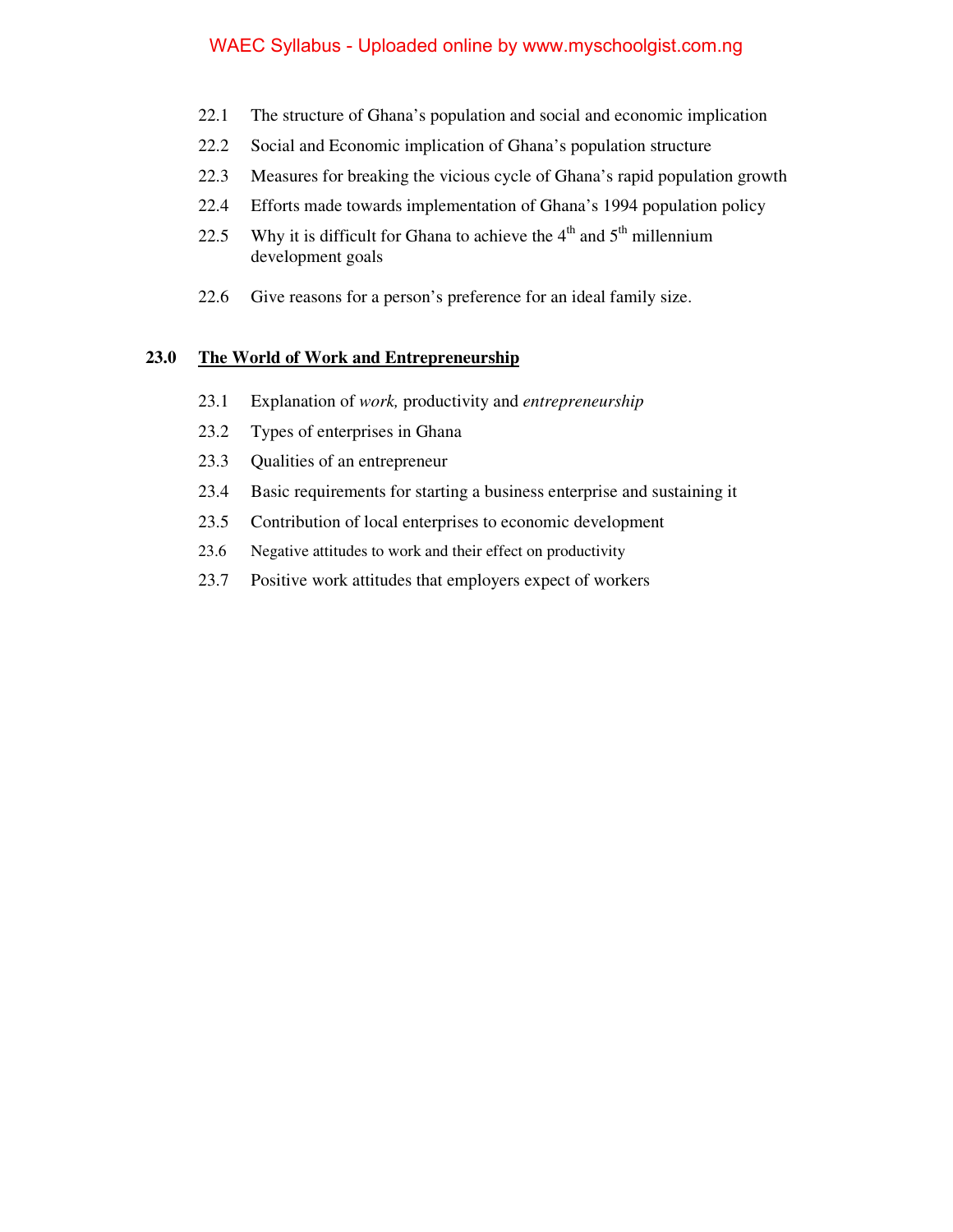22.1 The structure of Ghana's population and social and economic implication

22.2 Social and Economic implication of Ghana's population structure

22.3 Measures for breaking the vicious cycle of Ghana's rapid population growth

22.4 Efforts made towards implementation of Ghana's 1994 population policy

22.5 Why it is difficult for Ghana to achieve the 4th and 5th millennium development goals

22.6 Give reasons for a person's preference for an ideal family size.

## 23.0 The World of Work and Entrepreneurship

23.1 Explanation of *work,* productivity and *entrepreneurship*

23.2 Types of enterprises in Ghana

23.3 Qualities of an entrepreneur

23.4 Basic requirements for starting a business enterprise and sustaining it

23.5 Contribution of local enterprises to economic development

23.6 Negative attitudes to work and their effect on productivity

23.7 Positive work attitudes that employers expect of workers